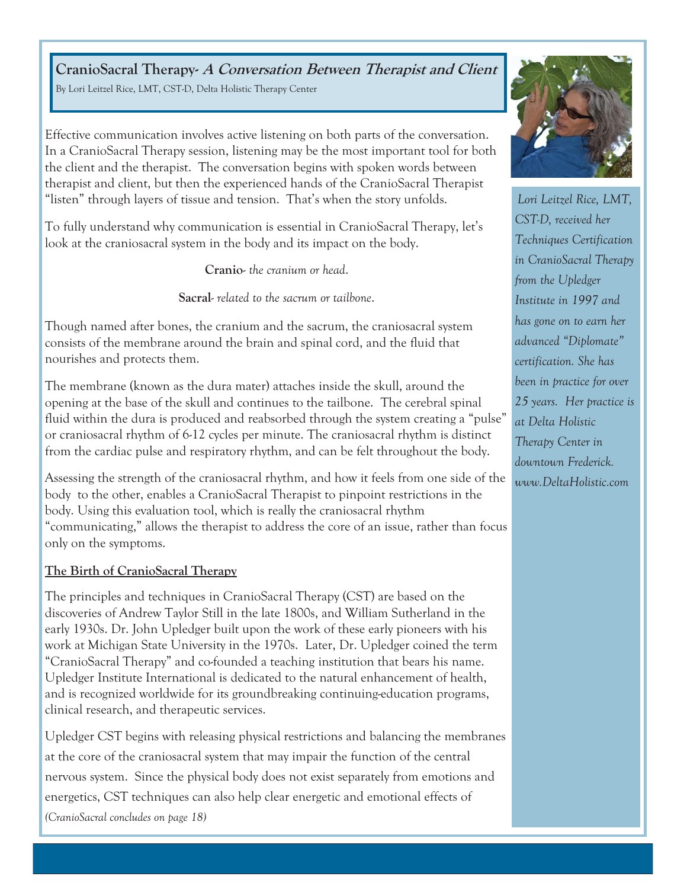# CranioSacral Therapy- *A Conversation Between Therapist and Client*

By Lori Leitzel Rice, LMT, CST-D, Delta Holistic Therapy Center

Effective communication involves active listening on both parts of the conversation. In a CranioSacral Therapy session, listening may be the most important tool for both the client and the therapist. The conversation begins with spoken words between therapist and client, but then the experienced hands of the CranioSacral Therapist "listen" through layers of tissue and tension. That's when the story unfolds.

To fully understand why communication is essential in CranioSacral Therapy, let's look at the craniosacral system in the body and its impact on the body.

**Cranio**- *the cranium or head*.

**Sacral**- *related to the sacrum or tailbone*.

Though named after bones, the cranium and the sacrum, the craniosacral system consists of the membrane around the brain and spinal cord, and the fluid that nourishes and protects them.

The membrane (known as the dura mater) attaches inside the skull, around the opening at the base of the skull and continues to the tailbone. The cerebral spinal fluid within the dura is produced and reabsorbed through the system creating a "pulse" or craniosacral rhythm of 6-12 cycles per minute. The craniosacral rhythm is distinct from the cardiac pulse and respiratory rhythm, and can be felt throughout the body.

Assessing the strength of the craniosacral rhythm, and how it feels from one side of the body to the other, enables a CranioSacral Therapist to pinpoint restrictions in the body. Using this evaluation tool, which is really the craniosacral rhythm "communicating," allows the therapist to address the core of an issue, rather than focus only on the symptoms.

## The Birth of CranioSacral Therapy

The principles and techniques in CranioSacral Therapy (CST) are based on the discoveries of Andrew Taylor Still in the late 1800s, and William Sutherland in the early 1930s. Dr. John Upledger built upon the work of these early pioneers with his work at Michigan State University in the 1970s. Later, Dr. Upledger coined the term "CranioSacral Therapy" and co-founded a teaching institution that bears his name. Upledger Institute International is dedicated to the natural enhancement of health, and is recognized worldwide for its groundbreaking continuing-education programs, clinical research, and therapeutic services.

Upledger CST begins with releasing physical restrictions and balancing the membranes at the core of the craniosacral system that may impair the function of the central nervous system. Since the physical body does not exist separately from emotions and energetics, CST techniques can also help clear energetic and emotional effects of

*(CranioSacral concludes on page 18)*

*Lori Leitzel Rice, LMT, CST-D, received her Techniques Certification in CranioSacral Therapy from the Upledger Institute in 1997 and has gone on to earn her advanced "Diplomate" certification. She has been in practice for over 25 years. Her practice is at Delta Holistic Therapy Center in downtown Frederick. www.DeltaHolistic.com*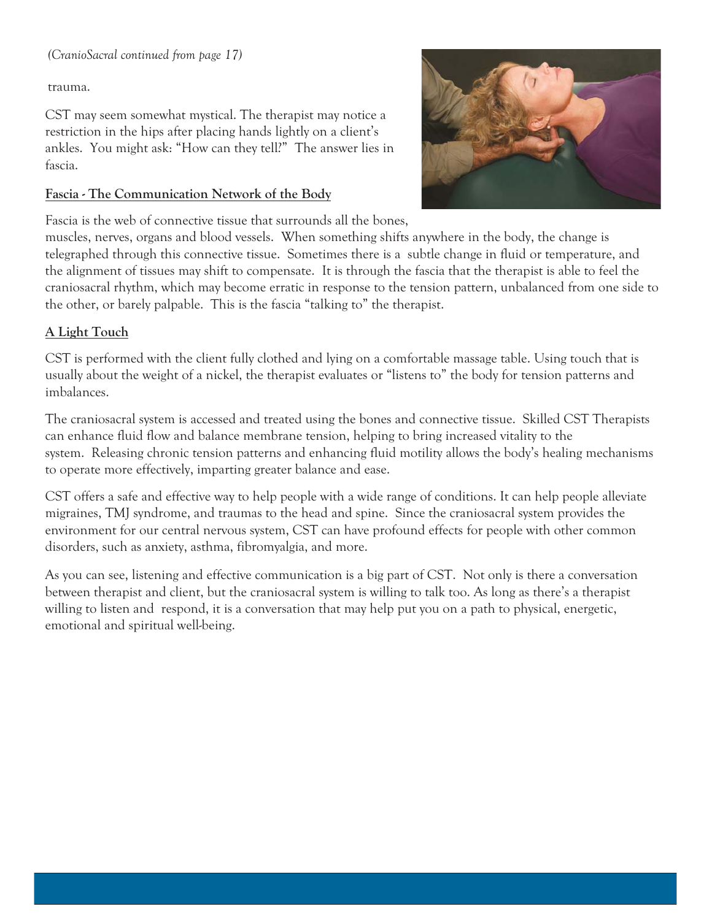*(CranioSacral continued from page 17)*

trauma.

CST may seem somewhat mystical. The therapist may notice a restriction in the hips after placing hands lightly on a client's ankles. You might ask: "How can they tell?" The answer lies in fascia.

**Fascia - The Communication Network of the Body**

Fascia is the web of connective tissue that surrounds all the bones, muscles, nerves, organs and blood vessels. When something shifts anywhere in the body, the change is telegraphed through this connective tissue. Sometimes there is a subtle change in fluid or temperature, and the alignment of tissues may shift to compensate. It is through the fascia that the therapist is able to feel the craniosacral rhythm, which may become erratic in response to the tension pattern, unbalanced from one side to the other, or barely palpable. This is the fascia "talking to" the therapist.

**A Light Touch**

CST is performed with the client fully clothed and lying on a comfortable massage table. Using touch that is usually about the weight of a nickel, the therapist evaluates or "listens to" the body for tension patterns and imbalances.

The craniosacral system is accessed and treated using the bones and connective tissue. Skilled CST Therapists can enhance fluid flow and balance membrane tension, helping to bring increased vitality to the system. Releasing chronic tension patterns and enhancing fluid motility allows the body's healing mechanisms to operate more effectively, imparting greater balance and ease.

CST offers a safe and effective way to help people with a wide range of conditions. It can help people alleviate migraines, TMJ syndrome, and traumas to the head and spine. Since the craniosacral system provides the environment for our central nervous system, CST can have profound effects for people with other common disorders, such as anxiety, asthma, fibromyalgia, and more.

As you can see, listening and effective communication is a big part of CST. Not only is there a conversation between therapist and client, but the craniosacral system is willing to talk too. As long as there's a therapist willing to listen and respond, it is a conversation that may help put you on a path to physical, energetic, emotional and spiritual well-being.